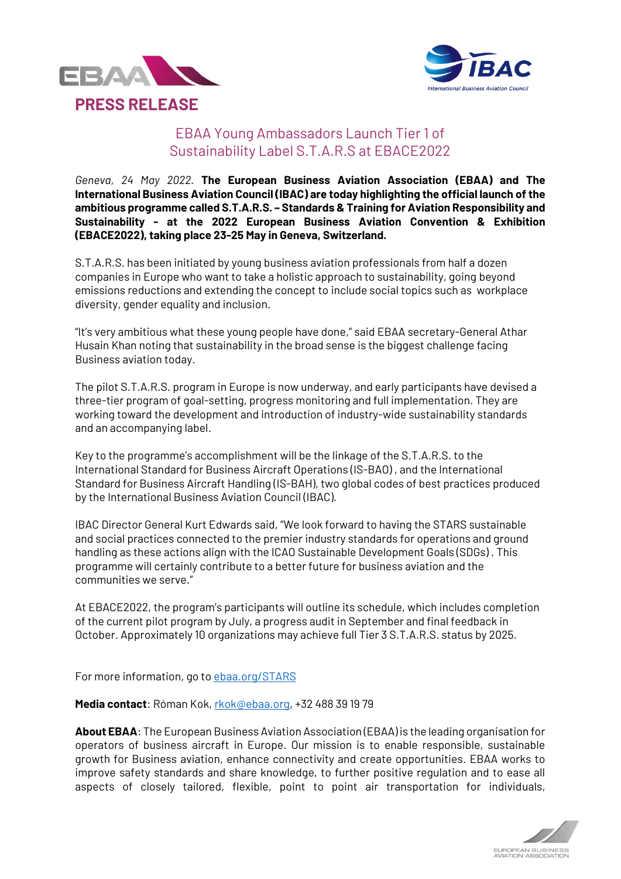# PRESS RELEASE

## EBAA Young Ambassadors Launch Tier 1 of Sustainability Label S.T.A.R.S at EBACE2022

*Geneva, 24 May 2022.* **The European Business Aviation Association (EBAA) and The International Business Aviation Council (IBAC) are today highlighting the official launch of the ambitious programme called S.T.A.R.S. – Standards & Training for Aviation Responsibility and Sustainability - at the 2022 European Business Aviation Convention & Exhibition (EBACE2022), taking place 23-25 May in Geneva, Switzerland.**

S.T.A.R.S. has been initiated by young business aviation professionals from half a dozen companies in Europe who want to take a holistic approach to sustainability, going beyond emissions reductions and extending the concept to include social topics such as workplace diversity, gender equality and inclusion.

"It's very ambitious what these young people have done," said EBAA secretary-General Athar Husain Khan noting that sustainability in the broad sense is the biggest challenge facing Business aviation today.

The pilot S.T.A.R.S. program in Europe is now underway, and early participants have devised a three-tier program of goal-setting, progress monitoring and full implementation. They are working toward the development and introduction of industry-wide sustainability standards and an accompanying label.

Key to the programme's accomplishment will be the linkage of the S.T.A.R.S. to the International Standard for Business Aircraft Operations (IS-BAO), and the International Standard for Business Aircraft Handling (IS-BAH), two global codes of best practices produced by the International Business Aviation Council (IBAC).

IBAC Director General Kurt Edwards said, "We look forward to having the STARS sustainable and social practices connected to the premier industry standards for operations and ground handling as these actions align with the ICAO Sustainable Development Goals (SDGs). This programme will certainly contribute to a better future for business aviation and the communities we serve."

At EBACE2022, the program's participants will outline its schedule, which includes completion of the current pilot program by July, a progress audit in September and final feedback in October. Approximately 10 organizations may achieve full Tier 3 S.T.A.R.S. status by 2025.

For more information, go to ebaa.org/STARS

**Media contact**: Róman Kok, rkok@ebaa.org, +32 488 39 19 79

**About EBAA**: The European Business Aviation Association (EBAA) is the leading organisation for operators of business aircraft in Europe. Our mission is to enable responsible, sustainable growth for Business aviation, enhance connectivity and create opportunities. EBAA works to improve safety standards and share knowledge, to further positive regulation and to ease all aspects of closely tailored, flexible, point to point air transportation for individuals,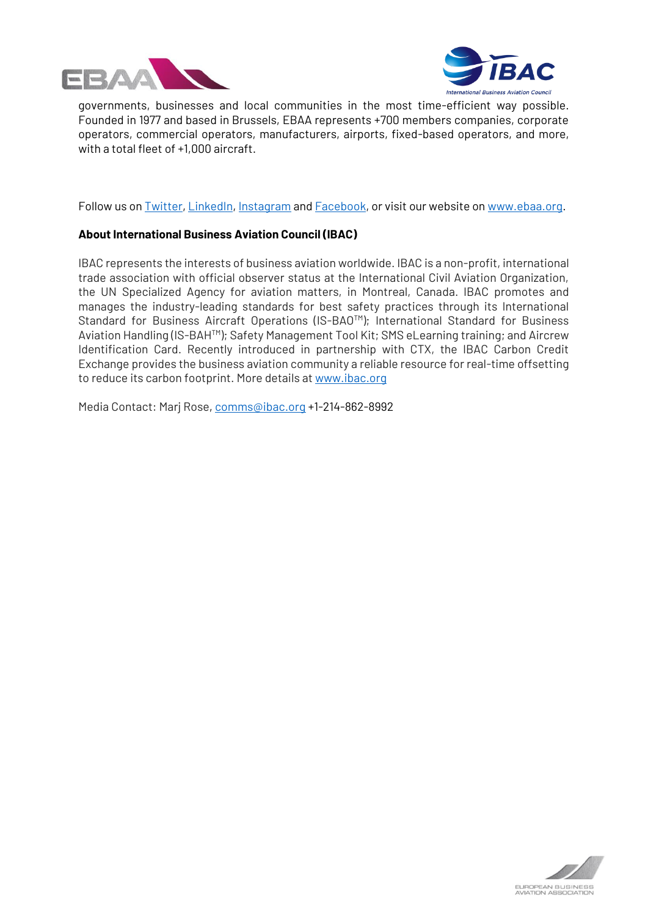governments, businesses and local communities in the most time-efficient way possible. Founded in 1977 and based in Brussels, EBAA represents +700 members companies, corporate operators, commercial operators, manufacturers, airports, fixed-based operators, and more, with a total fleet of +1,000 aircraft.

Follow us on Twitter, LinkedIn, Instagram and Facebook, or visit our website on www.ebaa.org.

**About International Business Aviation Council (IBAC)**

IBAC represents the interests of business aviation worldwide. IBAC is a non-profit, international trade association with official observer status at the International Civil Aviation Organization, the UN Specialized Agency for aviation matters, in Montreal, Canada. IBAC promotes and manages the industry-leading standards for best safety practices through its International Standard for Business Aircraft Operations (IS-BAO™); International Standard for Business Aviation Handling (IS-BAH™); Safety Management Tool Kit; SMS eLearning training; and Aircrew Identification Card. Recently introduced in partnership with CTX, the IBAC Carbon Credit Exchange provides the business aviation community a reliable resource for real-time offsetting to reduce its carbon footprint. More details at www.ibac.org

Media Contact: Marj Rose, comms@ibac.org +1-214-862-8992